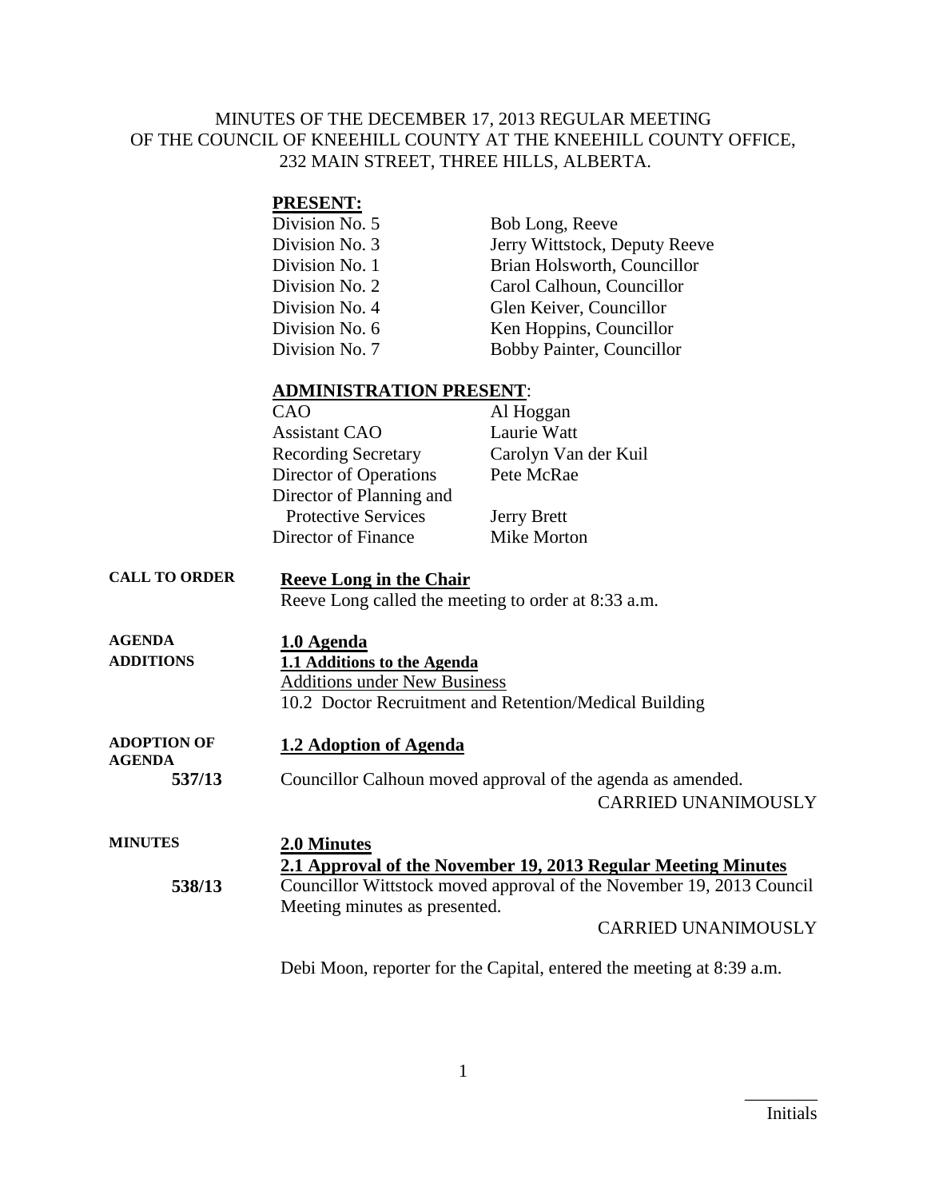# MINUTES OF THE DECEMBER 17, 2013 REGULAR MEETING OF THE COUNCIL OF KNEEHILL COUNTY AT THE KNEEHILL COUNTY OFFICE, 232 MAIN STREET, THREE HILLS, ALBERTA.

**PRESENT:**

| | |
|---|---|
| Division No. 5 | Bob Long, Reeve |
| Division No. 3 | Jerry Wittstock, Deputy Reeve |
| Division No. 1 | Brian Holsworth, Councillor |
| Division No. 2 | Carol Calhoun, Councillor |
| Division No. 4 | Glen Keiver, Councillor |
| Division No. 6 | Ken Hoppins, Councillor |
| Division No. 7 | Bobby Painter, Councillor |

**ADMINISTRATION PRESENT**:

| | |
|---|---|
| CAO | Al Hoggan |
| Assistant CAO | Laurie Watt |
| Recording Secretary | Carolyn Van der Kuil |
| Director of Operations | Pete McRae |
| Director of Planning and Protective Services | Jerry Brett |
| Director of Finance | Mike Morton |

**CALL TO ORDER**

**Reeve Long in the Chair**

Reeve Long called the meeting to order at 8:33 a.m.

**AGENDA ADDITIONS**

**1.0 Agenda**

**1.1 Additions to the Agenda**

Additions under New Business

10.2 Doctor Recruitment and Retention/Medical Building

**ADOPTION OF AGENDA**

**1.2 Adoption of Agenda**

**537/13** Councillor Calhoun moved approval of the agenda as amended.

CARRIED UNANIMOUSLY

**MINUTES**

**2.0 Minutes**

**2.1 Approval of the November 19, 2013 Regular Meeting Minutes**

**538/13** Councillor Wittstock moved approval of the November 19, 2013 Council Meeting minutes as presented.

CARRIED UNANIMOUSLY

Debi Moon, reporter for the Capital, entered the meeting at 8:39 a.m.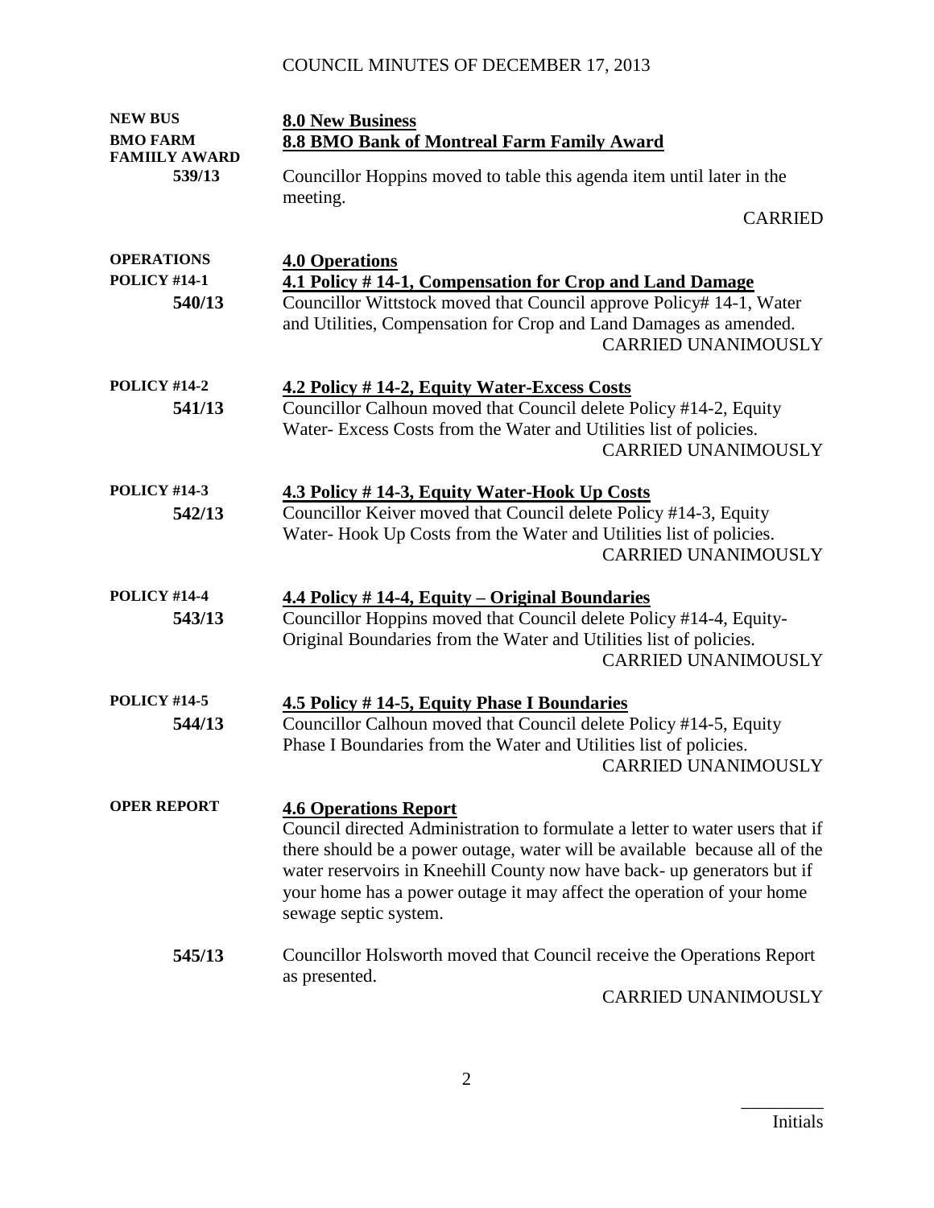COUNCIL MINUTES OF DECEMBER 17, 2013

**NEW BUS**
**BMO FARM FAMIILY AWARD**

## 8.0 New Business

### 8.8 BMO Bank of Montreal Farm Family Award

**539/13** Councillor Hoppins moved to table this agenda item until later in the meeting.

CARRIED

**OPERATIONS**

## 4.0 Operations

**POLICY #14-1**

### 4.1 Policy # 14-1, Compensation for Crop and Land Damage

**540/13** Councillor Wittstock moved that Council approve Policy# 14-1, Water and Utilities, Compensation for Crop and Land Damages as amended.

CARRIED UNANIMOUSLY

**POLICY #14-2**

### 4.2 Policy # 14-2, Equity Water-Excess Costs

**541/13** Councillor Calhoun moved that Council delete Policy #14-2, Equity Water- Excess Costs from the Water and Utilities list of policies.

CARRIED UNANIMOUSLY

**POLICY #14-3**

### 4.3 Policy # 14-3, Equity Water-Hook Up Costs

**542/13** Councillor Keiver moved that Council delete Policy #14-3, Equity Water- Hook Up Costs from the Water and Utilities list of policies.

CARRIED UNANIMOUSLY

**POLICY #14-4**

### 4.4 Policy # 14-4, Equity – Original Boundaries

**543/13** Councillor Hoppins moved that Council delete Policy #14-4, Equity-Original Boundaries from the Water and Utilities list of policies.

CARRIED UNANIMOUSLY

**POLICY #14-5**

### 4.5 Policy # 14-5, Equity Phase I Boundaries

**544/13** Councillor Calhoun moved that Council delete Policy #14-5, Equity Phase I Boundaries from the Water and Utilities list of policies.

CARRIED UNANIMOUSLY

**OPER REPORT**

### 4.6 Operations Report

Council directed Administration to formulate a letter to water users that if there should be a power outage, water will be available because all of the water reservoirs in Kneehill County now have back- up generators but if your home has a power outage it may affect the operation of your home sewage septic system.

**545/13** Councillor Holsworth moved that Council receive the Operations Report as presented.

CARRIED UNANIMOUSLY

_________
Initials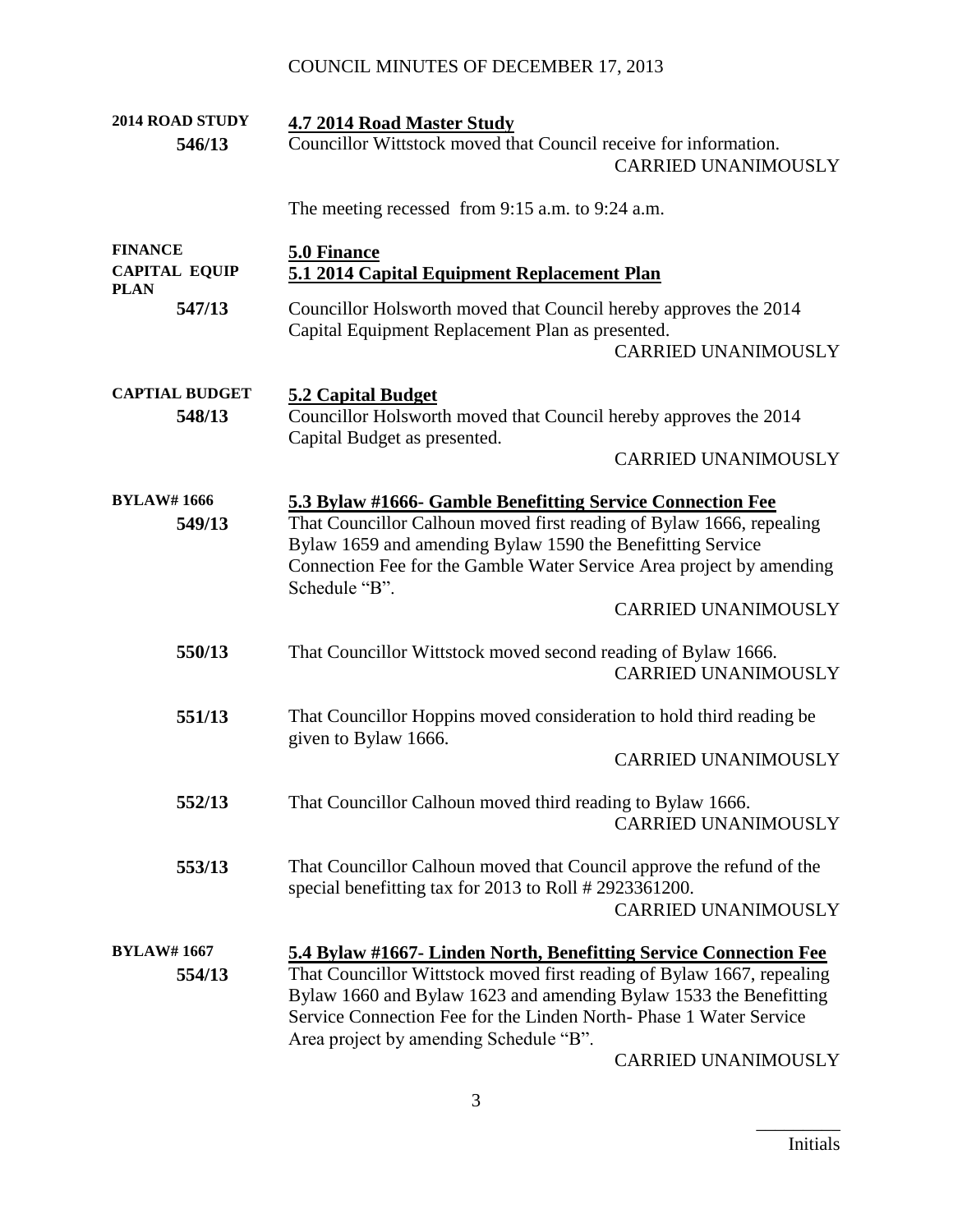**2014 ROAD STUDY**
**546/13**

**4.7 2014 Road Master Study**

Councillor Wittstock moved that Council receive for information.
CARRIED UNANIMOUSLY

The meeting recessed from 9:15 a.m. to 9:24 a.m.

**FINANCE**

**5.0 Finance**

**CAPITAL EQUIP PLAN**
**547/13**

**5.1 2014 Capital Equipment Replacement Plan**

Councillor Holsworth moved that Council hereby approves the 2014 Capital Equipment Replacement Plan as presented.
CARRIED UNANIMOUSLY

**CAPTIAL BUDGET**
**548/13**

**5.2 Capital Budget**

Councillor Holsworth moved that Council hereby approves the 2014 Capital Budget as presented.
CARRIED UNANIMOUSLY

**BYLAW# 1666**
**549/13**

**5.3 Bylaw #1666- Gamble Benefitting Service Connection Fee**

That Councillor Calhoun moved first reading of Bylaw 1666, repealing Bylaw 1659 and amending Bylaw 1590 the Benefitting Service Connection Fee for the Gamble Water Service Area project by amending Schedule "B".
CARRIED UNANIMOUSLY

**550/13**

That Councillor Wittstock moved second reading of Bylaw 1666.
CARRIED UNANIMOUSLY

**551/13**

That Councillor Hoppins moved consideration to hold third reading be given to Bylaw 1666.
CARRIED UNANIMOUSLY

**552/13**

That Councillor Calhoun moved third reading to Bylaw 1666.
CARRIED UNANIMOUSLY

**553/13**

That Councillor Calhoun moved that Council approve the refund of the special benefitting tax for 2013 to Roll # 2923361200.
CARRIED UNANIMOUSLY

**BYLAW# 1667**
**554/13**

**5.4 Bylaw #1667- Linden North, Benefitting Service Connection Fee**

That Councillor Wittstock moved first reading of Bylaw 1667, repealing Bylaw 1660 and Bylaw 1623 and amending Bylaw 1533 the Benefitting Service Connection Fee for the Linden North- Phase 1 Water Service Area project by amending Schedule "B".
CARRIED UNANIMOUSLY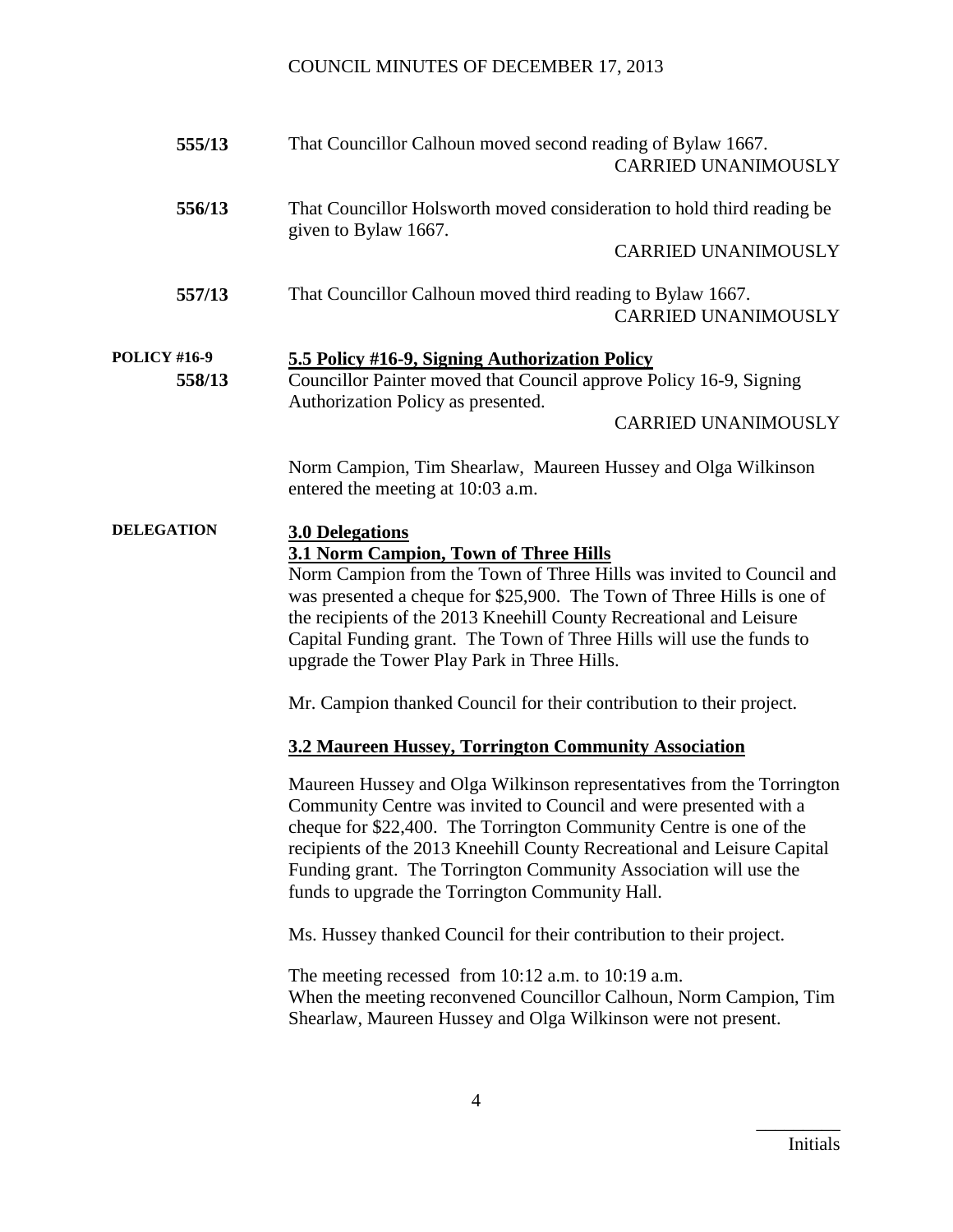**555/13** That Councillor Calhoun moved second reading of Bylaw 1667.
CARRIED UNANIMOUSLY

**556/13** That Councillor Holsworth moved consideration to hold third reading be given to Bylaw 1667.
CARRIED UNANIMOUSLY

**557/13** That Councillor Calhoun moved third reading to Bylaw 1667.
CARRIED UNANIMOUSLY

**POLICY #16-9**

**5.5 Policy #16-9, Signing Authorization Policy**

**558/13** Councillor Painter moved that Council approve Policy 16-9, Signing Authorization Policy as presented.
CARRIED UNANIMOUSLY

Norm Campion, Tim Shearlaw, Maureen Hussey and Olga Wilkinson entered the meeting at 10:03 a.m.

**DELEGATION**

**3.0 Delegations**

**3.1 Norm Campion, Town of Three Hills**

Norm Campion from the Town of Three Hills was invited to Council and was presented a cheque for $25,900. The Town of Three Hills is one of the recipients of the 2013 Kneehill County Recreational and Leisure Capital Funding grant. The Town of Three Hills will use the funds to upgrade the Tower Play Park in Three Hills.

Mr. Campion thanked Council for their contribution to their project.

**3.2 Maureen Hussey, Torrington Community Association**

Maureen Hussey and Olga Wilkinson representatives from the Torrington Community Centre was invited to Council and were presented with a cheque for $22,400. The Torrington Community Centre is one of the recipients of the 2013 Kneehill County Recreational and Leisure Capital Funding grant. The Torrington Community Association will use the funds to upgrade the Torrington Community Hall.

Ms. Hussey thanked Council for their contribution to their project.

The meeting recessed from 10:12 a.m. to 10:19 a.m.
When the meeting reconvened Councillor Calhoun, Norm Campion, Tim Shearlaw, Maureen Hussey and Olga Wilkinson were not present.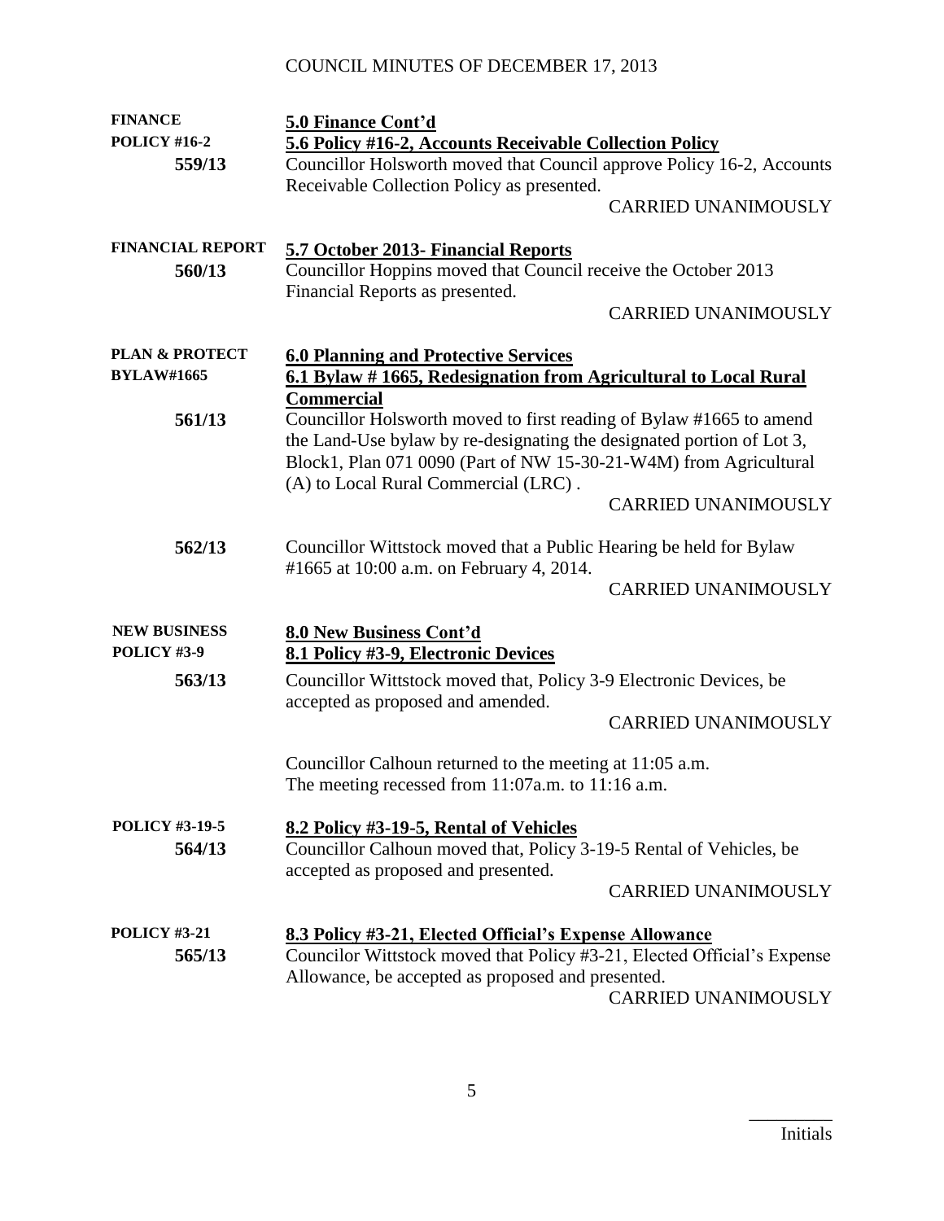COUNCIL MINUTES OF DECEMBER 17, 2013

**FINANCE**
**POLICY #16-2**

**5.0 Finance Cont'd**

**5.6 Policy #16-2, Accounts Receivable Collection Policy**

**559/13** Councillor Holsworth moved that Council approve Policy 16-2, Accounts Receivable Collection Policy as presented.

CARRIED UNANIMOUSLY

**FINANCIAL REPORT**

**5.7 October 2013- Financial Reports**

**560/13** Councillor Hoppins moved that Council receive the October 2013 Financial Reports as presented.

CARRIED UNANIMOUSLY

**PLAN & PROTECT**
**BYLAW#1665**

**6.0 Planning and Protective Services**

**6.1 Bylaw # 1665, Redesignation from Agricultural to Local Rural Commercial**

**561/13** Councillor Holsworth moved to first reading of Bylaw #1665 to amend the Land-Use bylaw by re-designating the designated portion of Lot 3, Block1, Plan 071 0090 (Part of NW 15-30-21-W4M) from Agricultural (A) to Local Rural Commercial (LRC) .

CARRIED UNANIMOUSLY

**562/13** Councillor Wittstock moved that a Public Hearing be held for Bylaw #1665 at 10:00 a.m. on February 4, 2014.

CARRIED UNANIMOUSLY

**NEW BUSINESS**
**POLICY #3-9**

**8.0 New Business Cont'd**

**8.1 Policy #3-9, Electronic Devices**

**563/13** Councillor Wittstock moved that, Policy 3-9 Electronic Devices, be accepted as proposed and amended.

CARRIED UNANIMOUSLY

Councillor Calhoun returned to the meeting at 11:05 a.m.
The meeting recessed from 11:07a.m. to 11:16 a.m.

**POLICY #3-19-5**

**8.2 Policy #3-19-5, Rental of Vehicles**

**564/13** Councillor Calhoun moved that, Policy 3-19-5 Rental of Vehicles, be accepted as proposed and presented.

CARRIED UNANIMOUSLY

**POLICY #3-21**

**8.3 Policy #3-21, Elected Official's Expense Allowance**

**565/13** Councilor Wittstock moved that Policy #3-21, Elected Official's Expense Allowance, be accepted as proposed and presented.

CARRIED UNANIMOUSLY

_________
Initials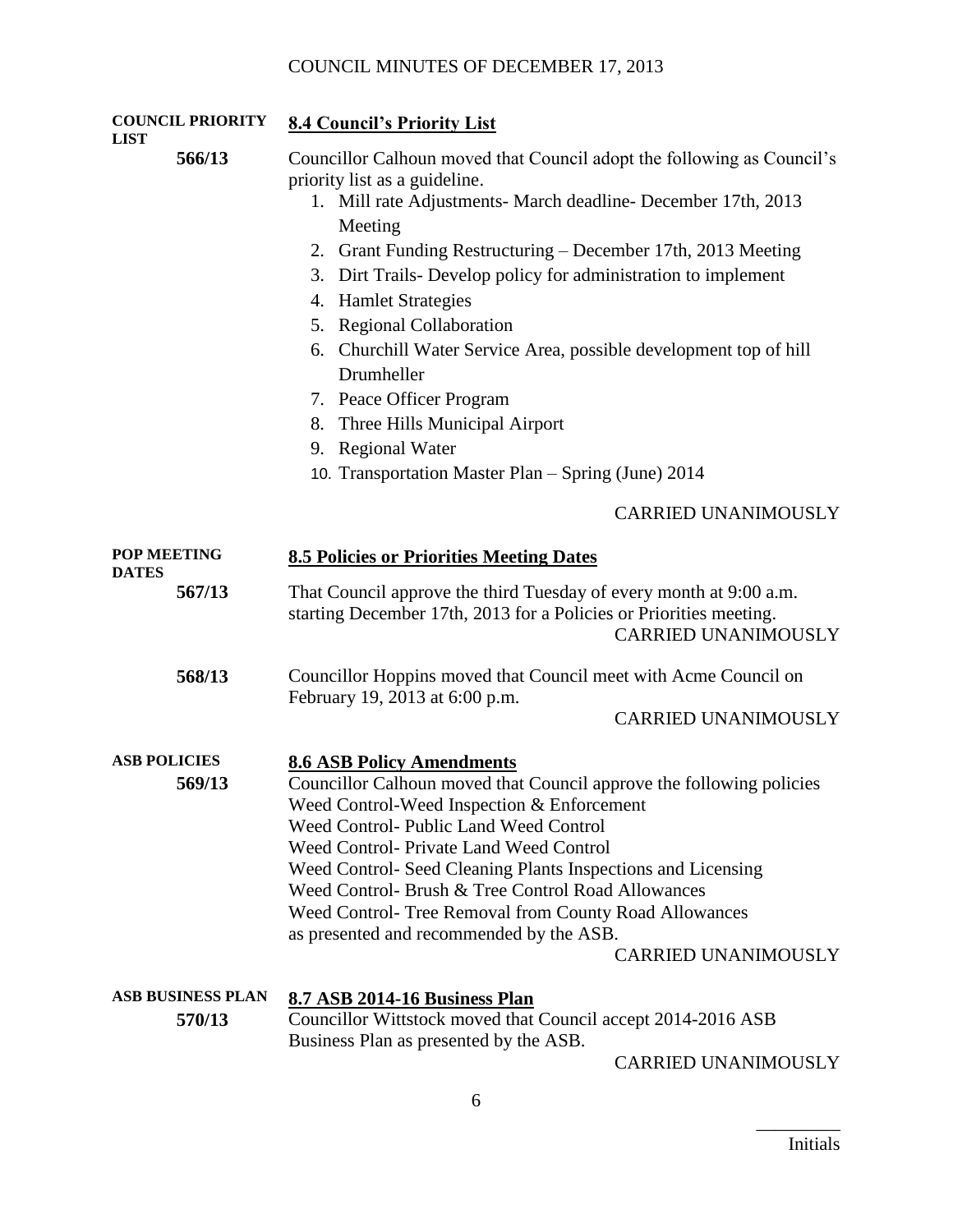**COUNCIL PRIORITY LIST**

**566/13**

## 8.4 Council's Priority List

Councillor Calhoun moved that Council adopt the following as Council's priority list as a guideline.

1. Mill rate Adjustments- March deadline- December 17th, 2013 Meeting
2. Grant Funding Restructuring – December 17th, 2013 Meeting
3. Dirt Trails- Develop policy for administration to implement
4. Hamlet Strategies
5. Regional Collaboration
6. Churchill Water Service Area, possible development top of hill Drumheller
7. Peace Officer Program
8. Three Hills Municipal Airport
9. Regional Water
10. Transportation Master Plan – Spring (June) 2014

CARRIED UNANIMOUSLY

**POP MEETING DATES**

**567/13**

## 8.5 Policies or Priorities Meeting Dates

That Council approve the third Tuesday of every month at 9:00 a.m. starting December 17th, 2013 for a Policies or Priorities meeting.

CARRIED UNANIMOUSLY

**568/13**

Councillor Hoppins moved that Council meet with Acme Council on February 19, 2013 at 6:00 p.m.

CARRIED UNANIMOUSLY

**ASB POLICIES**

**569/13**

## 8.6 ASB Policy Amendments

Councillor Calhoun moved that Council approve the following policies
Weed Control-Weed Inspection & Enforcement
Weed Control- Public Land Weed Control
Weed Control- Private Land Weed Control
Weed Control- Seed Cleaning Plants Inspections and Licensing
Weed Control- Brush & Tree Control Road Allowances
Weed Control- Tree Removal from County Road Allowances
as presented and recommended by the ASB.

CARRIED UNANIMOUSLY

**ASB BUSINESS PLAN**

**570/13**

## 8.7 ASB 2014-16 Business Plan

Councillor Wittstock moved that Council accept 2014-2016 ASB Business Plan as presented by the ASB.

CARRIED UNANIMOUSLY

\_\_\_\_\_\_\_\_\_
Initials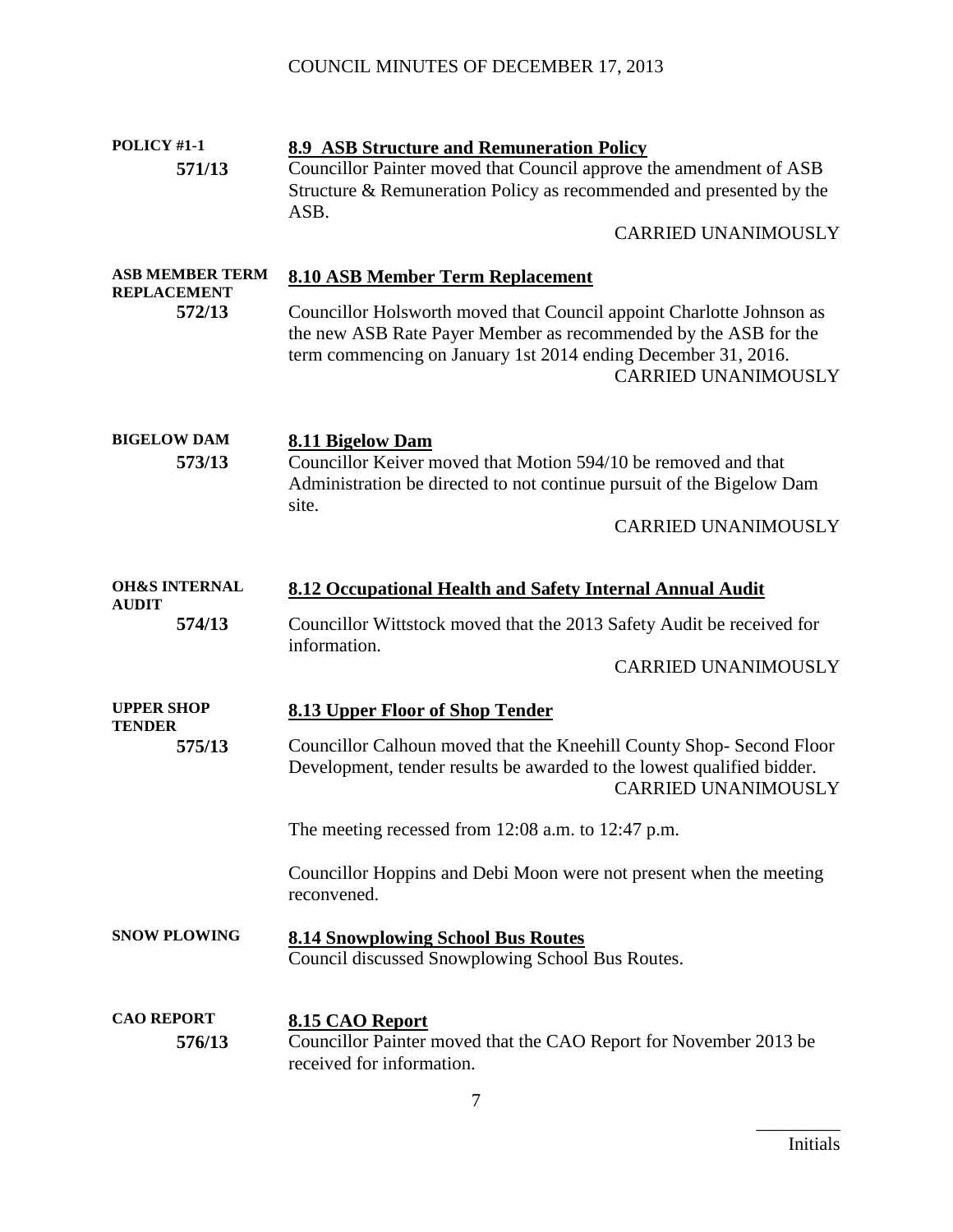**POLICY #1-1**
**571/13**

### 8.9 ASB Structure and Remuneration Policy

Councillor Painter moved that Council approve the amendment of ASB Structure & Remuneration Policy as recommended and presented by the ASB.

CARRIED UNANIMOUSLY

**ASB MEMBER TERM REPLACEMENT**
**572/13**

### 8.10 ASB Member Term Replacement

Councillor Holsworth moved that Council appoint Charlotte Johnson as the new ASB Rate Payer Member as recommended by the ASB for the term commencing on January 1st 2014 ending December 31, 2016.

CARRIED UNANIMOUSLY

**BIGELOW DAM**
**573/13**

### 8.11 Bigelow Dam

Councillor Keiver moved that Motion 594/10 be removed and that Administration be directed to not continue pursuit of the Bigelow Dam site.

CARRIED UNANIMOUSLY

**OH&S INTERNAL AUDIT**
**574/13**

### 8.12 Occupational Health and Safety Internal Annual Audit

Councillor Wittstock moved that the 2013 Safety Audit be received for information.

CARRIED UNANIMOUSLY

**UPPER SHOP TENDER**
**575/13**

### 8.13 Upper Floor of Shop Tender

Councillor Calhoun moved that the Kneehill County Shop- Second Floor Development, tender results be awarded to the lowest qualified bidder.

CARRIED UNANIMOUSLY

The meeting recessed from 12:08 a.m. to 12:47 p.m.

Councillor Hoppins and Debi Moon were not present when the meeting reconvened.

**SNOW PLOWING**

### 8.14 Snowplowing School Bus Routes

Council discussed Snowplowing School Bus Routes.

**CAO REPORT**
**576/13**

### 8.15 CAO Report

Councillor Painter moved that the CAO Report for November 2013 be received for information.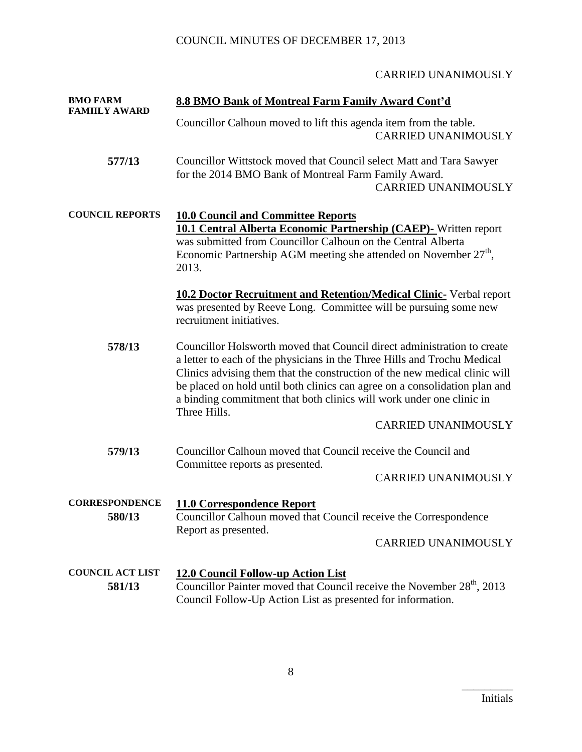CARRIED UNANIMOUSLY

**BMO FARM FAMIILY AWARD**

**8.8 BMO Bank of Montreal Farm Family Award Cont'd**

Councillor Calhoun moved to lift this agenda item from the table.

CARRIED UNANIMOUSLY

**577/13** Councillor Wittstock moved that Council select Matt and Tara Sawyer for the 2014 BMO Bank of Montreal Farm Family Award.

CARRIED UNANIMOUSLY

**COUNCIL REPORTS**

**10.0 Council and Committee Reports**

**10.1 Central Alberta Economic Partnership (CAEP)-** Written report was submitted from Councillor Calhoun on the Central Alberta Economic Partnership AGM meeting she attended on November 27th, 2013.

**10.2 Doctor Recruitment and Retention/Medical Clinic-** Verbal report was presented by Reeve Long. Committee will be pursuing some new recruitment initiatives.

**578/13** Councillor Holsworth moved that Council direct administration to create a letter to each of the physicians in the Three Hills and Trochu Medical Clinics advising them that the construction of the new medical clinic will be placed on hold until both clinics can agree on a consolidation plan and a binding commitment that both clinics will work under one clinic in Three Hills.

CARRIED UNANIMOUSLY

**579/13** Councillor Calhoun moved that Council receive the Council and Committee reports as presented.

CARRIED UNANIMOUSLY

**CORRESPONDENCE**

**11.0 Correspondence Report**

**580/13** Councillor Calhoun moved that Council receive the Correspondence Report as presented.

CARRIED UNANIMOUSLY

**COUNCIL ACT LIST**

**12.0 Council Follow-up Action List**

**581/13** Councillor Painter moved that Council receive the November 28th, 2013 Council Follow-Up Action List as presented for information.

\_\_\_\_\_\_\_\_\_\_
Initials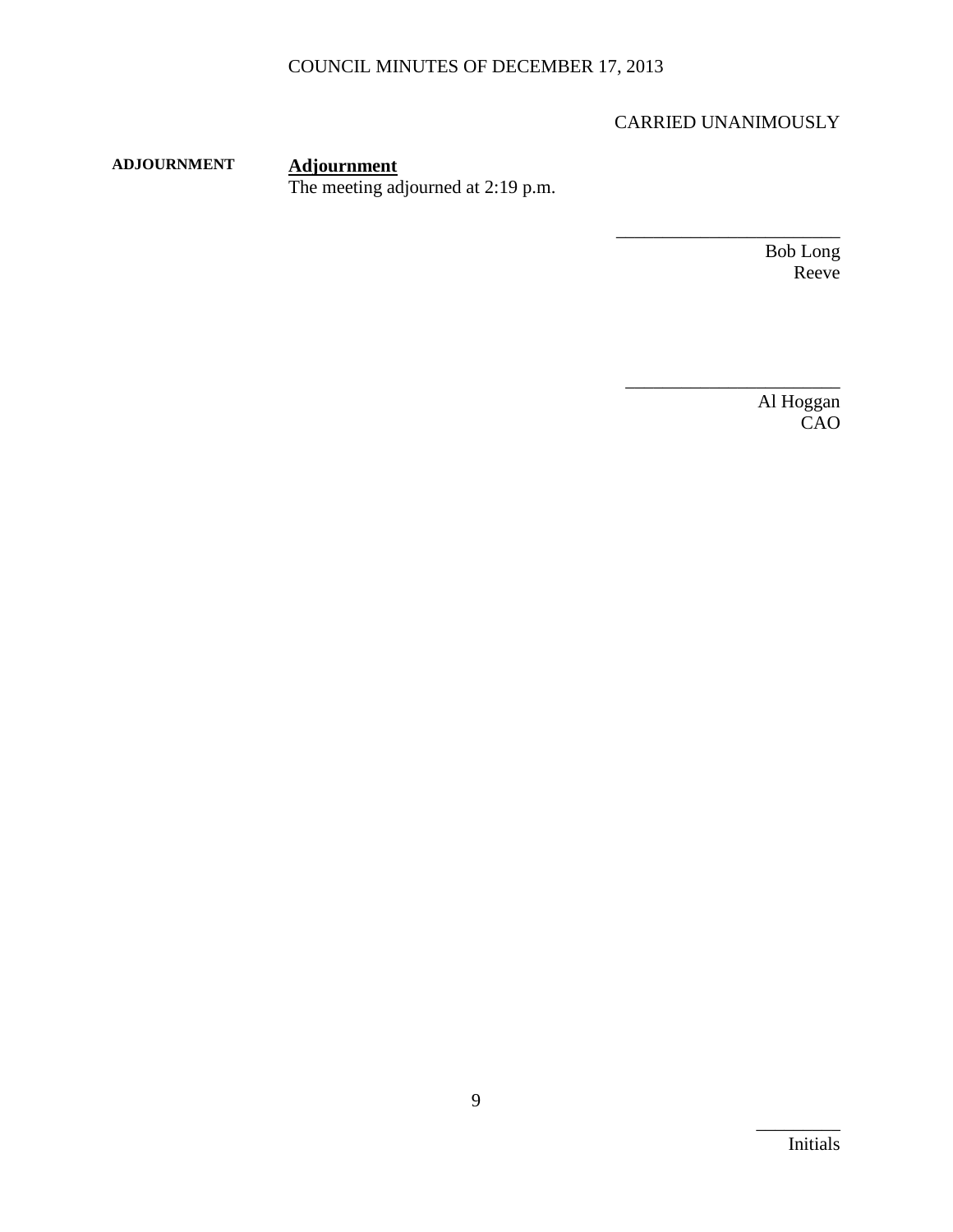CARRIED UNANIMOUSLY

**ADJOURNMENT**

**Adjournment**

The meeting adjourned at 2:19 p.m.

________________________
Bob Long
Reeve

________________________
Al Hoggan
CAO

_________
Initials